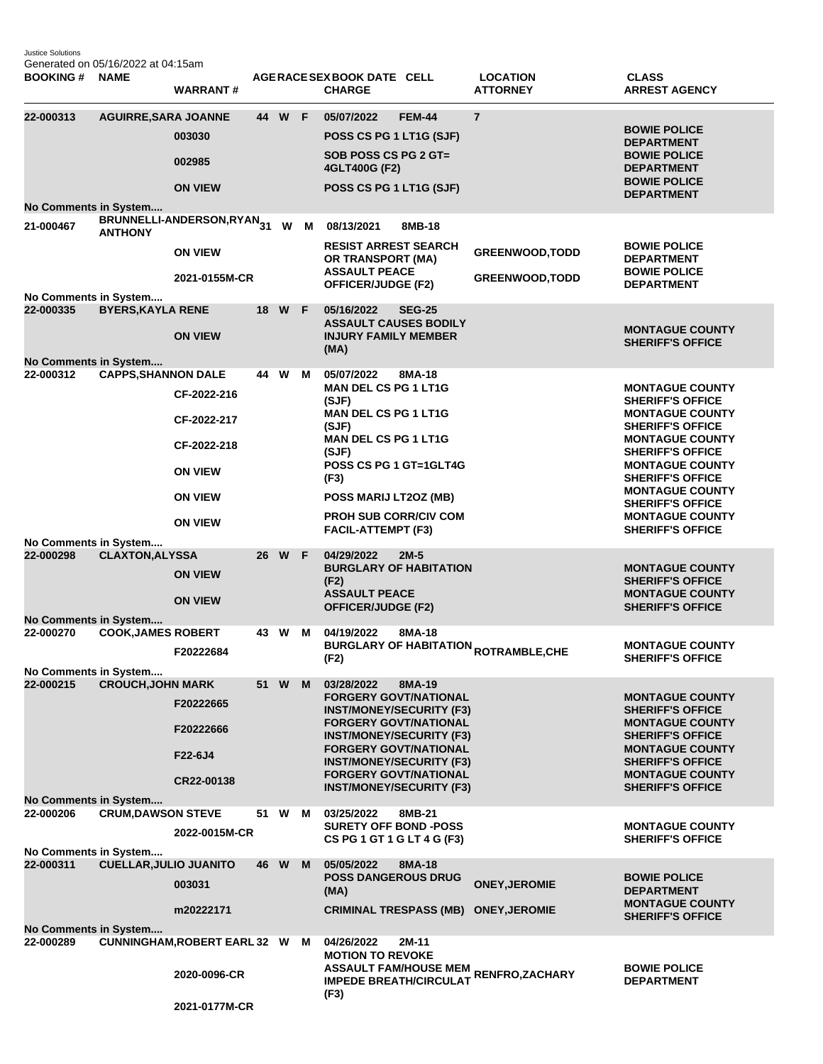Justice Solutions
Generated on 05/16/2022 at 04:15am

| BOOKING # | NAME | WARRANT # | AGE | RACE | SEX | BOOK DATE / CHARGE | CELL | LOCATION / ATTORNEY | CLASS / ARREST AGENCY |
|---|---|---|---|---|---|---|---|---|---|
| 22-000313 | AGUIRRE,SARA JOANNE | | 44 | W | F | 05/07/2022 | FEM-44 | 7 | |
| | | 003030 | | | | POSS CS PG 1 LT1G (SJF) | | | BOWIE POLICE DEPARTMENT |
| | | 002985 | | | | SOB POSS CS PG 2 GT= 4GLT400G (F2) | | | BOWIE POLICE DEPARTMENT |
| | | ON VIEW | | | | POSS CS PG 1 LT1G (SJF) | | | BOWIE POLICE DEPARTMENT |
| No Comments in System.... | | | | | | | | | |
| 21-000467 | BRUNNELLI-ANDERSON,RYAN ANTHONY | | 31 | W | M | 08/13/2021 | 8MB-18 | | |
| | | ON VIEW | | | | RESIST ARREST SEARCH OR TRANSPORT (MA) | | GREENWOOD,TODD | BOWIE POLICE DEPARTMENT |
| | | 2021-0155M-CR | | | | ASSAULT PEACE OFFICER/JUDGE (F2) | | GREENWOOD,TODD | BOWIE POLICE DEPARTMENT |
| No Comments in System.... | | | | | | | | | |
| 22-000335 | BYERS,KAYLA RENE | | 18 | W | F | 05/16/2022 | SEG-25 | | |
| | | ON VIEW | | | | ASSAULT CAUSES BODILY INJURY FAMILY MEMBER (MA) | | | MONTAGUE COUNTY SHERIFF'S OFFICE |
| No Comments in System.... | | | | | | | | | |
| 22-000312 | CAPPS,SHANNON DALE | | 44 | W | M | 05/07/2022 | 8MA-18 | | |
| | | CF-2022-216 | | | | MAN DEL CS PG 1 LT1G (SJF) | | | MONTAGUE COUNTY SHERIFF'S OFFICE |
| | | CF-2022-217 | | | | MAN DEL CS PG 1 LT1G (SJF) | | | MONTAGUE COUNTY SHERIFF'S OFFICE |
| | | CF-2022-218 | | | | MAN DEL CS PG 1 LT1G (SJF) | | | MONTAGUE COUNTY SHERIFF'S OFFICE |
| | | ON VIEW | | | | POSS CS PG 1 GT=1GLT4G (F3) | | | MONTAGUE COUNTY SHERIFF'S OFFICE |
| | | ON VIEW | | | | POSS MARIJ LT2OZ (MB) | | | MONTAGUE COUNTY SHERIFF'S OFFICE |
| | | ON VIEW | | | | PROH SUB CORR/CIV COM FACIL-ATTEMPT (F3) | | | MONTAGUE COUNTY SHERIFF'S OFFICE |
| No Comments in System.... | | | | | | | | | |
| 22-000298 | CLAXTON,ALYSSA | | 26 | W | F | 04/29/2022 | 2M-5 | | |
| | | ON VIEW | | | | BURGLARY OF HABITATION (F2) | | | MONTAGUE COUNTY SHERIFF'S OFFICE |
| | | ON VIEW | | | | ASSAULT PEACE OFFICER/JUDGE (F2) | | | MONTAGUE COUNTY SHERIFF'S OFFICE |
| No Comments in System.... | | | | | | | | | |
| 22-000270 | COOK,JAMES ROBERT | | 43 | W | M | 04/19/2022 | 8MA-18 | | |
| | | F20222684 | | | | BURGLARY OF HABITATION (F2) | | ROTRAMBLE,CHE | MONTAGUE COUNTY SHERIFF'S OFFICE |
| No Comments in System.... | | | | | | | | | |
| 22-000215 | CROUCH,JOHN MARK | | 51 | W | M | 03/28/2022 | 8MA-19 | | |
| | | F20222665 | | | | FORGERY GOVT/NATIONAL INST/MONEY/SECURITY (F3) | | | MONTAGUE COUNTY SHERIFF'S OFFICE |
| | | F20222666 | | | | FORGERY GOVT/NATIONAL INST/MONEY/SECURITY (F3) | | | MONTAGUE COUNTY SHERIFF'S OFFICE |
| | | F22-6J4 | | | | FORGERY GOVT/NATIONAL INST/MONEY/SECURITY (F3) | | | MONTAGUE COUNTY SHERIFF'S OFFICE |
| | | CR22-00138 | | | | FORGERY GOVT/NATIONAL INST/MONEY/SECURITY (F3) | | | MONTAGUE COUNTY SHERIFF'S OFFICE |
| No Comments in System.... | | | | | | | | | |
| 22-000206 | CRUM,DAWSON STEVE | | 51 | W | M | 03/25/2022 | 8MB-21 | | |
| | | 2022-0015M-CR | | | | SURETY OFF BOND -POSS CS PG 1 GT 1 G LT 4 G (F3) | | | MONTAGUE COUNTY SHERIFF'S OFFICE |
| No Comments in System.... | | | | | | | | | |
| 22-000311 | CUELLAR,JULIO JUANITO | | 46 | W | M | 05/05/2022 | 8MA-18 | | |
| | | 003031 | | | | POSS DANGEROUS DRUG (MA) | | ONEY,JEROMIE | BOWIE POLICE DEPARTMENT |
| | | m20222171 | | | | CRIMINAL TRESPASS (MB) | | ONEY,JEROMIE | MONTAGUE COUNTY SHERIFF'S OFFICE |
| No Comments in System.... | | | | | | | | | |
| 22-000289 | CUNNINGHAM,ROBERT EARL | | 32 | W | M | 04/26/2022 | 2M-11 | | |
| | | 2020-0096-CR | | | | MOTION TO REVOKE ASSAULT FAM/HOUSE MEM IMPEDE BREATH/CIRCULAT (F3) | | RENFRO,ZACHARY | BOWIE POLICE DEPARTMENT |
| | | 2021-0177M-CR | | | | | | | |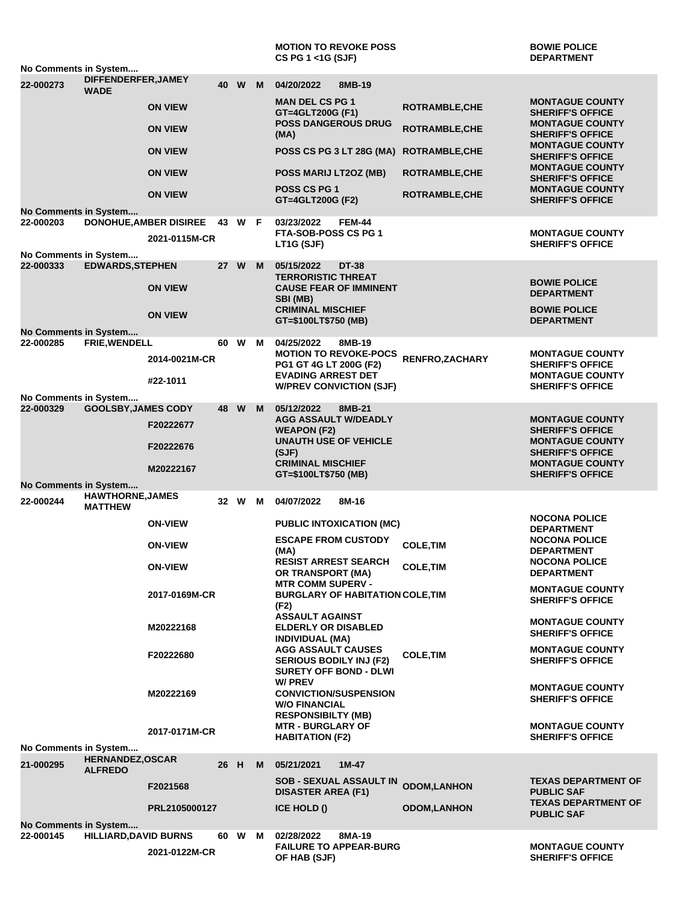| | | | | | | | | |
|---|---|---|---|---|---|---|---|---|
| | | | | | | MOTION TO REVOKE POSS CS PG 1 <1G (SJF) | | BOWIE POLICE DEPARTMENT |
| No Comments in System.... | | | | | | | | |
| 22-000273 | DIFFENDERFER,JAMEY WADE | | 40 | W | M | 04/20/2022 8MB-19 | | |
| | | ON VIEW | | | | MAN DEL CS PG 1 GT=4GLT200G (F1) | ROTRAMBLE,CHE | MONTAGUE COUNTY SHERIFF'S OFFICE |
| | | ON VIEW | | | | POSS DANGEROUS DRUG (MA) | ROTRAMBLE,CHE | MONTAGUE COUNTY SHERIFF'S OFFICE |
| | | ON VIEW | | | | POSS CS PG 3 LT 28G (MA) | ROTRAMBLE,CHE | MONTAGUE COUNTY SHERIFF'S OFFICE |
| | | ON VIEW | | | | POSS MARIJ LT2OZ (MB) | ROTRAMBLE,CHE | MONTAGUE COUNTY SHERIFF'S OFFICE |
| | | ON VIEW | | | | POSS CS PG 1 GT=4GLT200G (F2) | ROTRAMBLE,CHE | MONTAGUE COUNTY SHERIFF'S OFFICE |
| No Comments in System.... | | | | | | | | |
| 22-000203 | DONOHUE,AMBER DISIREE | | 43 | W | F | 03/23/2022 FEM-44 | | |
| | | 2021-0115M-CR | | | | FTA-SOB-POSS CS PG 1 LT1G (SJF) | | MONTAGUE COUNTY SHERIFF'S OFFICE |
| No Comments in System.... | | | | | | | | |
| 22-000333 | EDWARDS,STEPHEN | | 27 | W | M | 05/15/2022 DT-38 | | |
| | | ON VIEW | | | | TERRORISTIC THREAT CAUSE FEAR OF IMMINENT SBI (MB) | | BOWIE POLICE DEPARTMENT |
| | | ON VIEW | | | | CRIMINAL MISCHIEF GT=$100LT$750 (MB) | | BOWIE POLICE DEPARTMENT |
| No Comments in System.... | | | | | | | | |
| 22-000285 | FRIE,WENDELL | | 60 | W | M | 04/25/2022 8MB-19 | | |
| | | 2014-0021M-CR | | | | MOTION TO REVOKE-POCS PG1 GT 4G LT 200G (F2) | RENFRO,ZACHARY | MONTAGUE COUNTY SHERIFF'S OFFICE |
| | | #22-1011 | | | | EVADING ARREST DET W/PREV CONVICTION (SJF) | | MONTAGUE COUNTY SHERIFF'S OFFICE |
| No Comments in System.... | | | | | | | | |
| 22-000329 | GOOLSBY,JAMES CODY | | 48 | W | M | 05/12/2022 8MB-21 | | |
| | | F20222677 | | | | AGG ASSAULT W/DEADLY WEAPON (F2) | | MONTAGUE COUNTY SHERIFF'S OFFICE |
| | | F20222676 | | | | UNAUTH USE OF VEHICLE (SJF) | | MONTAGUE COUNTY SHERIFF'S OFFICE |
| | | M20222167 | | | | CRIMINAL MISCHIEF GT=$100LT$750 (MB) | | MONTAGUE COUNTY SHERIFF'S OFFICE |
| No Comments in System.... | | | | | | | | |
| 22-000244 | HAWTHORNE,JAMES MATTHEW | | 32 | W | M | 04/07/2022 8M-16 | | |
| | | ON-VIEW | | | | PUBLIC INTOXICATION (MC) | | NOCONA POLICE DEPARTMENT |
| | | ON-VIEW | | | | ESCAPE FROM CUSTODY (MA) | COLE,TIM | NOCONA POLICE DEPARTMENT |
| | | ON-VIEW | | | | RESIST ARREST SEARCH OR TRANSPORT (MA) | COLE,TIM | NOCONA POLICE DEPARTMENT |
| | | 2017-0169M-CR | | | | MTR COMM SUPERV - BURGLARY OF HABITATION (F2) | COLE,TIM | MONTAGUE COUNTY SHERIFF'S OFFICE |
| | | M20222168 | | | | ASSAULT AGAINST ELDERLY OR DISABLED INDIVIDUAL (MA) | | MONTAGUE COUNTY SHERIFF'S OFFICE |
| | | F20222680 | | | | AGG ASSAULT CAUSES SERIOUS BODILY INJ (F2) | COLE,TIM | MONTAGUE COUNTY SHERIFF'S OFFICE |
| | | M20222169 | | | | SURETY OFF BOND - DLWI W/ PREV CONVICTION/SUSPENSION W/O FINANCIAL RESPONSIBILTY (MB) | | MONTAGUE COUNTY SHERIFF'S OFFICE |
| | | 2017-0171M-CR | | | | MTR - BURGLARY OF HABITATION (F2) | | MONTAGUE COUNTY SHERIFF'S OFFICE |
| No Comments in System.... | | | | | | | | |
| 21-000295 | HERNANDEZ,OSCAR ALFREDO | | 26 | H | M | 05/21/2021 1M-47 | | |
| | | F2021568 | | | | SOB - SEXUAL ASSAULT IN DISASTER AREA (F1) | ODOM,LANHON | TEXAS DEPARTMENT OF PUBLIC SAF |
| | | PRL2105000127 | | | | ICE HOLD () | ODOM,LANHON | TEXAS DEPARTMENT OF PUBLIC SAF |
| No Comments in System.... | | | | | | | | |
| 22-000145 | HILLIARD,DAVID BURNS | | 60 | W | M | 02/28/2022 8MA-19 | | |
| | | 2021-0122M-CR | | | | FAILURE TO APPEAR-BURG OF HAB (SJF) | | MONTAGUE COUNTY SHERIFF'S OFFICE |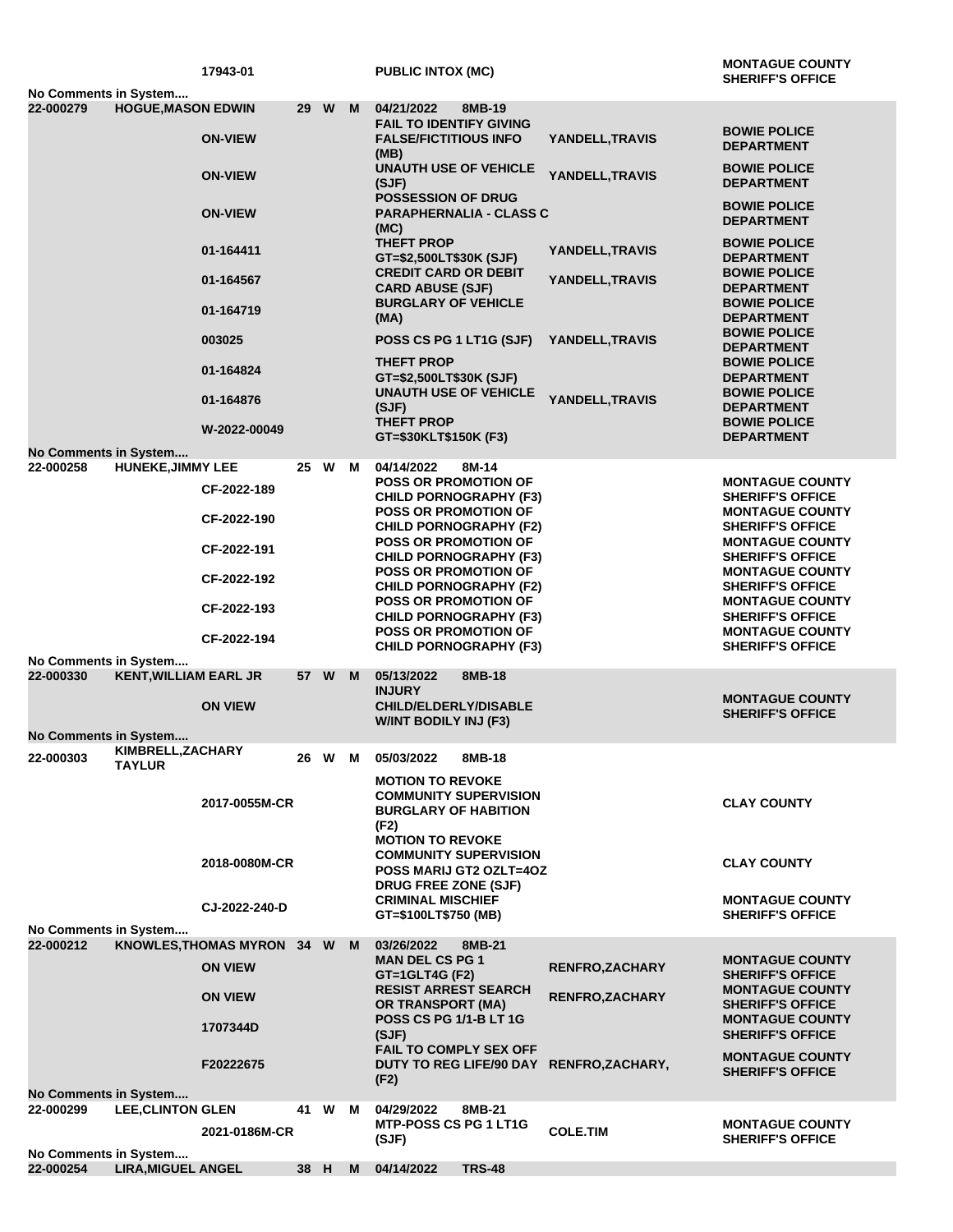| Booking # | Name | Age | Race | Sex | Date / Warrant | Charge | Officer | Agency |
|---|---|---|---|---|---|---|---|---|
| | | | | | 17943-01 | PUBLIC INTOX (MC) | | MONTAGUE COUNTY SHERIFF'S OFFICE |

No Comments in System....

| Booking # | Name | Age | Race | Sex | Date / Warrant | Charge | Officer | Agency |
|---|---|---|---|---|---|---|---|---|
| 22-000279 | HOGUE,MASON EDWIN | 29 | W | M | 04/21/2022 8MB-19 | | | |
| | | | | | ON-VIEW | FAIL TO IDENTIFY GIVING FALSE/FICTITIOUS INFO (MB) | YANDELL,TRAVIS | BOWIE POLICE DEPARTMENT |
| | | | | | ON-VIEW | UNAUTH USE OF VEHICLE (SJF) | YANDELL,TRAVIS | BOWIE POLICE DEPARTMENT |
| | | | | | ON-VIEW | POSSESSION OF DRUG PARAPHERNALIA - CLASS C (MC) | | BOWIE POLICE DEPARTMENT |
| | | | | | 01-164411 | THEFT PROP GT=$2,500LT$30K (SJF) | YANDELL,TRAVIS | BOWIE POLICE DEPARTMENT |
| | | | | | 01-164567 | CREDIT CARD OR DEBIT CARD ABUSE (SJF) | YANDELL,TRAVIS | BOWIE POLICE DEPARTMENT |
| | | | | | 01-164719 | BURGLARY OF VEHICLE (MA) | | BOWIE POLICE DEPARTMENT |
| | | | | | 003025 | POSS CS PG 1 LT1G (SJF) | YANDELL,TRAVIS | BOWIE POLICE DEPARTMENT |
| | | | | | 01-164824 | THEFT PROP GT=$2,500LT$30K (SJF) | | BOWIE POLICE DEPARTMENT |
| | | | | | 01-164876 | UNAUTH USE OF VEHICLE (SJF) | YANDELL,TRAVIS | BOWIE POLICE DEPARTMENT |
| | | | | | W-2022-00049 | THEFT PROP GT=$30KLT$150K (F3) | | BOWIE POLICE DEPARTMENT |

No Comments in System....

| Booking # | Name | Age | Race | Sex | Date / Warrant | Charge | Officer | Agency |
|---|---|---|---|---|---|---|---|---|
| 22-000258 | HUNEKE,JIMMY LEE | 25 | W | M | 04/14/2022 8M-14 | | | |
| | | | | | CF-2022-189 | POSS OR PROMOTION OF CHILD PORNOGRAPHY (F3) | | MONTAGUE COUNTY SHERIFF'S OFFICE |
| | | | | | CF-2022-190 | POSS OR PROMOTION OF CHILD PORNOGRAPHY (F2) | | MONTAGUE COUNTY SHERIFF'S OFFICE |
| | | | | | CF-2022-191 | POSS OR PROMOTION OF CHILD PORNOGRAPHY (F3) | | MONTAGUE COUNTY SHERIFF'S OFFICE |
| | | | | | CF-2022-192 | POSS OR PROMOTION OF CHILD PORNOGRAPHY (F2) | | MONTAGUE COUNTY SHERIFF'S OFFICE |
| | | | | | CF-2022-193 | POSS OR PROMOTION OF CHILD PORNOGRAPHY (F3) | | MONTAGUE COUNTY SHERIFF'S OFFICE |
| | | | | | CF-2022-194 | POSS OR PROMOTION OF CHILD PORNOGRAPHY (F3) | | MONTAGUE COUNTY SHERIFF'S OFFICE |

No Comments in System....

| Booking # | Name | Age | Race | Sex | Date / Warrant | Charge | Officer | Agency |
|---|---|---|---|---|---|---|---|---|
| 22-000330 | KENT,WILLIAM EARL JR | 57 | W | M | 05/13/2022 8MB-18 | | | |
| | | | | | ON VIEW | INJURY CHILD/ELDERLY/DISABLE W/INT BODILY INJ (F3) | | MONTAGUE COUNTY SHERIFF'S OFFICE |

No Comments in System....

| Booking # | Name | Age | Race | Sex | Date / Warrant | Charge | Officer | Agency |
|---|---|---|---|---|---|---|---|---|
| 22-000303 | KIMBRELL,ZACHARY TAYLUR | 26 | W | M | 05/03/2022 8MB-18 | | | |
| | | | | | 2017-0055M-CR | MOTION TO REVOKE COMMUNITY SUPERVISION BURGLARY OF HABITION (F2) | | CLAY COUNTY |
| | | | | | 2018-0080M-CR | MOTION TO REVOKE COMMUNITY SUPERVISION POSS MARIJ GT2 OZLT=4OZ DRUG FREE ZONE (SJF) | | CLAY COUNTY |
| | | | | | CJ-2022-240-D | CRIMINAL MISCHIEF GT=$100LT$750 (MB) | | MONTAGUE COUNTY SHERIFF'S OFFICE |

No Comments in System....

| Booking # | Name | Age | Race | Sex | Date / Warrant | Charge | Officer | Agency |
|---|---|---|---|---|---|---|---|---|
| 22-000212 | KNOWLES,THOMAS MYRON | 34 | W | M | 03/26/2022 8MB-21 | | | |
| | | | | | ON VIEW | MAN DEL CS PG 1 GT=1GLT4G (F2) | RENFRO,ZACHARY | MONTAGUE COUNTY SHERIFF'S OFFICE |
| | | | | | ON VIEW | RESIST ARREST SEARCH OR TRANSPORT (MA) | RENFRO,ZACHARY | MONTAGUE COUNTY SHERIFF'S OFFICE |
| | | | | | 1707344D | POSS CS PG 1/1-B LT 1G (SJF) | | MONTAGUE COUNTY SHERIFF'S OFFICE |
| | | | | | F20222675 | FAIL TO COMPLY SEX OFF DUTY TO REG LIFE/90 DAY (F2) | RENFRO,ZACHARY, | MONTAGUE COUNTY SHERIFF'S OFFICE |

No Comments in System....

| Booking # | Name | Age | Race | Sex | Date / Warrant | Charge | Officer | Agency |
|---|---|---|---|---|---|---|---|---|
| 22-000299 | LEE,CLINTON GLEN | 41 | W | M | 04/29/2022 8MB-21 | | | |
| | | | | | 2021-0186M-CR | MTP-POSS CS PG 1 LT1G (SJF) | COLE.TIM | MONTAGUE COUNTY SHERIFF'S OFFICE |

No Comments in System....

| Booking # | Name | Age | Race | Sex | Date / Warrant | Charge | Officer | Agency |
|---|---|---|---|---|---|---|---|---|
| 22-000254 | LIRA,MIGUEL ANGEL | 38 | H | M | 04/14/2022 TRS-48 | | | |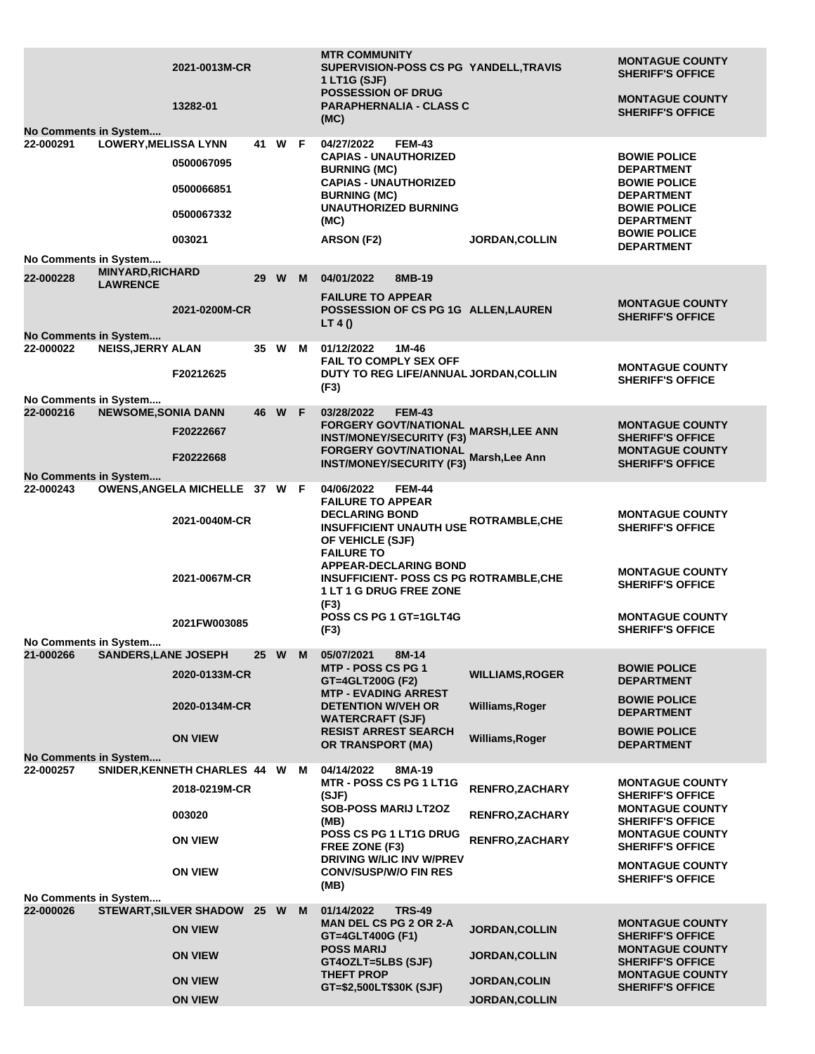| Booking # | Name | Case # | Age | Race | Sex | Date / Cell | Charge | Judge / Officer | Agency |
|---|---|---|---|---|---|---|---|---|---|
| | | 2021-0013M-CR | | | | | MTR COMMUNITY SUPERVISION-POSS CS PG 1 LT1G (SJF) | YANDELL,TRAVIS | MONTAGUE COUNTY SHERIFF'S OFFICE |
| | | 13282-01 | | | | | POSSESSION OF DRUG PARAPHERNALIA - CLASS C (MC) | | MONTAGUE COUNTY SHERIFF'S OFFICE |
| No Comments in System.... | | | | | | | | | |
| 22-000291 | LOWERY,MELISSA LYNN | | 41 | W | F | 04/27/2022 FEM-43 | | | |
| | | 0500067095 | | | | | CAPIAS - UNAUTHORIZED BURNING (MC) | | BOWIE POLICE DEPARTMENT |
| | | 0500066851 | | | | | CAPIAS - UNAUTHORIZED BURNING (MC) | | BOWIE POLICE DEPARTMENT |
| | | 0500067332 | | | | | UNAUTHORIZED BURNING (MC) | | BOWIE POLICE DEPARTMENT |
| | | 003021 | | | | | ARSON (F2) | JORDAN,COLLIN | BOWIE POLICE DEPARTMENT |
| No Comments in System.... | | | | | | | | | |
| 22-000228 | MINYARD,RICHARD LAWRENCE | | 29 | W | M | 04/01/2022 8MB-19 | | | |
| | | 2021-0200M-CR | | | | | FAILURE TO APPEAR POSSESSION OF CS PG 1G LT 4 () | ALLEN,LAUREN | MONTAGUE COUNTY SHERIFF'S OFFICE |
| No Comments in System.... | | | | | | | | | |
| 22-000022 | NEISS,JERRY ALAN | | 35 | W | M | 01/12/2022 1M-46 | | | |
| | | F20212625 | | | | | FAIL TO COMPLY SEX OFF DUTY TO REG LIFE/ANNUAL (F3) | JORDAN,COLLIN | MONTAGUE COUNTY SHERIFF'S OFFICE |
| No Comments in System.... | | | | | | | | | |
| 22-000216 | NEWSOME,SONIA DANN | | 46 | W | F | 03/28/2022 FEM-43 | | | |
| | | F20222667 | | | | | FORGERY GOVT/NATIONAL INST/MONEY/SECURITY (F3) | MARSH,LEE ANN | MONTAGUE COUNTY SHERIFF'S OFFICE |
| | | F20222668 | | | | | FORGERY GOVT/NATIONAL INST/MONEY/SECURITY (F3) | Marsh,Lee Ann | MONTAGUE COUNTY SHERIFF'S OFFICE |
| No Comments in System.... | | | | | | | | | |
| 22-000243 | OWENS,ANGELA MICHELLE | | 37 | W | F | 04/06/2022 FEM-44 | | | |
| | | 2021-0040M-CR | | | | | FAILURE TO APPEAR DECLARING BOND INSUFFICIENT UNAUTH USE OF VEHICLE (SJF) | ROTRAMBLE,CHE | MONTAGUE COUNTY SHERIFF'S OFFICE |
| | | 2021-0067M-CR | | | | | FAILURE TO APPEAR-DECLARING BOND INSUFFICIENT- POSS CS PG 1 LT 1 G DRUG FREE ZONE (F3) | ROTRAMBLE,CHE | MONTAGUE COUNTY SHERIFF'S OFFICE |
| | | 2021FW003085 | | | | | POSS CS PG 1 GT=1GLT4G (F3) | | MONTAGUE COUNTY SHERIFF'S OFFICE |
| No Comments in System.... | | | | | | | | | |
| 21-000266 | SANDERS,LANE JOSEPH | | 25 | W | M | 05/07/2021 8M-14 | | | |
| | | 2020-0133M-CR | | | | | MTP - POSS CS PG 1 GT=4GLT200G (F2) | WILLIAMS,ROGER | BOWIE POLICE DEPARTMENT |
| | | 2020-0134M-CR | | | | | MTP - EVADING ARREST DETENTION W/VEH OR WATERCRAFT (SJF) | Williams,Roger | BOWIE POLICE DEPARTMENT |
| | | ON VIEW | | | | | RESIST ARREST SEARCH OR TRANSPORT (MA) | Williams,Roger | BOWIE POLICE DEPARTMENT |
| No Comments in System.... | | | | | | | | | |
| 22-000257 | SNIDER,KENNETH CHARLES | | 44 | W | M | 04/14/2022 8MA-19 | | | |
| | | 2018-0219M-CR | | | | | MTR - POSS CS PG 1 LT1G (SJF) | RENFRO,ZACHARY | MONTAGUE COUNTY SHERIFF'S OFFICE |
| | | 003020 | | | | | SOB-POSS MARIJ LT2OZ (MB) | RENFRO,ZACHARY | MONTAGUE COUNTY SHERIFF'S OFFICE |
| | | ON VIEW | | | | | POSS CS PG 1 LT1G DRUG FREE ZONE (F3) | RENFRO,ZACHARY | MONTAGUE COUNTY SHERIFF'S OFFICE |
| | | ON VIEW | | | | | DRIVING W/LIC INV W/PREV CONV/SUSP/W/O FIN RES (MB) | | MONTAGUE COUNTY SHERIFF'S OFFICE |
| No Comments in System.... | | | | | | | | | |
| 22-000026 | STEWART,SILVER SHADOW | | 25 | W | M | 01/14/2022 TRS-49 | | | |
| | | ON VIEW | | | | | MAN DEL CS PG 2 OR 2-A GT=4GLT400G (F1) | JORDAN,COLLIN | MONTAGUE COUNTY SHERIFF'S OFFICE |
| | | ON VIEW | | | | | POSS MARIJ GT4OZLT=5LBS (SJF) | JORDAN,COLLIN | MONTAGUE COUNTY SHERIFF'S OFFICE |
| | | ON VIEW | | | | | THEFT PROP GT=$2,500LT$30K (SJF) | JORDAN,COLIN | MONTAGUE COUNTY SHERIFF'S OFFICE |
| | | ON VIEW | | | | | | JORDAN,COLLIN | |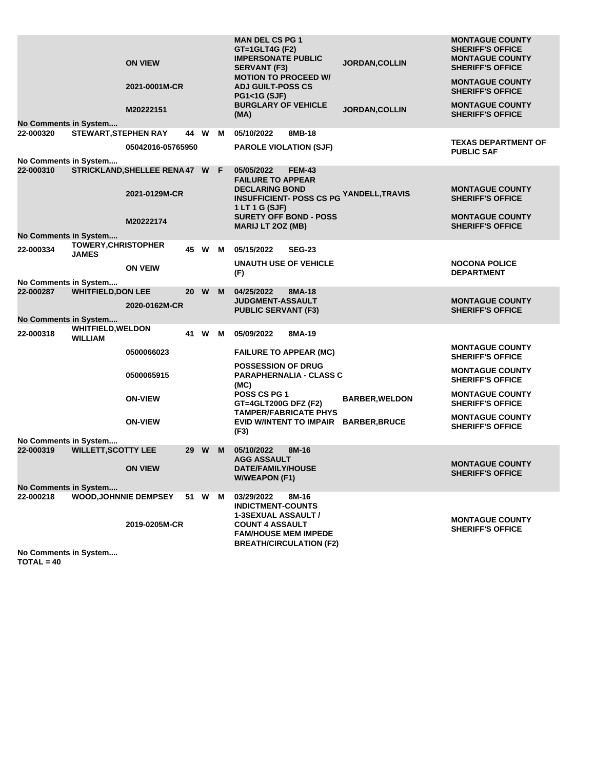| | | | | | | | | | |
|---|---|---|---|---|---|---|---|---|---|
| | | ON VIEW | | | | MAN DEL CS PG 1 GT=1GLT4G (F2) | | | MONTAGUE COUNTY SHERIFF'S OFFICE |
| | | | | | | IMPERSONATE PUBLIC SERVANT (F3) | | JORDAN,COLLIN | MONTAGUE COUNTY SHERIFF'S OFFICE |
| | | 2021-0001M-CR | | | | MOTION TO PROCEED W/ ADJ GUILT-POSS CS PG1<1G (SJF) | | | MONTAGUE COUNTY SHERIFF'S OFFICE |
| | | M20222151 | | | | BURGLARY OF VEHICLE (MA) | | JORDAN,COLLIN | MONTAGUE COUNTY SHERIFF'S OFFICE |
| No Comments in System.... | | | | | | | | | |
| 22-000320 | STEWART,STEPHEN RAY | | 44 | W | M | 05/10/2022 | 8MB-18 | | |
| | | 05042016-05765950 | | | | PAROLE VIOLATION (SJF) | | | TEXAS DEPARTMENT OF PUBLIC SAF |
| No Comments in System.... | | | | | | | | | |
| 22-000310 | STRICKLAND,SHELLEE RENA | | 47 | W | F | 05/05/2022 | FEM-43 | | |
| | | 2021-0129M-CR | | | | FAILURE TO APPEAR DECLARING BOND INSUFFICIENT- POSS CS PG 1 LT 1 G (SJF) | | YANDELL,TRAVIS | MONTAGUE COUNTY SHERIFF'S OFFICE |
| | | M20222174 | | | | SURETY OFF BOND - POSS MARIJ LT 2OZ (MB) | | | MONTAGUE COUNTY SHERIFF'S OFFICE |
| No Comments in System.... | | | | | | | | | |
| 22-000334 | TOWERY,CHRISTOPHER JAMES | | 45 | W | M | 05/15/2022 | SEG-23 | | |
| | | ON VEIW | | | | UNAUTH USE OF VEHICLE (F) | | | NOCONA POLICE DEPARTMENT |
| No Comments in System.... | | | | | | | | | |
| 22-000287 | WHITFIELD,DON LEE | | 20 | W | M | 04/25/2022 | 8MA-18 | | |
| | | 2020-0162M-CR | | | | JUDGMENT-ASSAULT PUBLIC SERVANT (F3) | | | MONTAGUE COUNTY SHERIFF'S OFFICE |
| No Comments in System.... | | | | | | | | | |
| 22-000318 | WHITFIELD,WELDON WILLIAM | | 41 | W | M | 05/09/2022 | 8MA-19 | | |
| | | 0500066023 | | | | FAILURE TO APPEAR (MC) | | | MONTAGUE COUNTY SHERIFF'S OFFICE |
| | | 0500065915 | | | | POSSESSION OF DRUG PARAPHERNALIA - CLASS C (MC) | | | MONTAGUE COUNTY SHERIFF'S OFFICE |
| | | ON-VIEW | | | | POSS CS PG 1 GT=4GLT200G DFZ (F2) | | BARBER,WELDON | MONTAGUE COUNTY SHERIFF'S OFFICE |
| | | ON-VIEW | | | | TAMPER/FABRICATE PHYS EVID W/INTENT TO IMPAIR (F3) | | BARBER,BRUCE | MONTAGUE COUNTY SHERIFF'S OFFICE |
| No Comments in System.... | | | | | | | | | |
| 22-000319 | WILLETT,SCOTTY LEE | | 29 | W | M | 05/10/2022 | 8M-16 | | |
| | | ON VIEW | | | | AGG ASSAULT DATE/FAMILY/HOUSE W/WEAPON (F1) | | | MONTAGUE COUNTY SHERIFF'S OFFICE |
| No Comments in System.... | | | | | | | | | |
| 22-000218 | WOOD,JOHNNIE DEMPSEY | | 51 | W | M | 03/29/2022 | 8M-16 | | |
| | | 2019-0205M-CR | | | | INDICTMENT-COUNTS 1-3SEXUAL ASSAULT / COUNT 4 ASSAULT FAM/HOUSE MEM IMPEDE BREATH/CIRCULATION (F2) | | | MONTAGUE COUNTY SHERIFF'S OFFICE |
| No Comments in System.... | | | | | | | | | |

**TOTAL = 40**